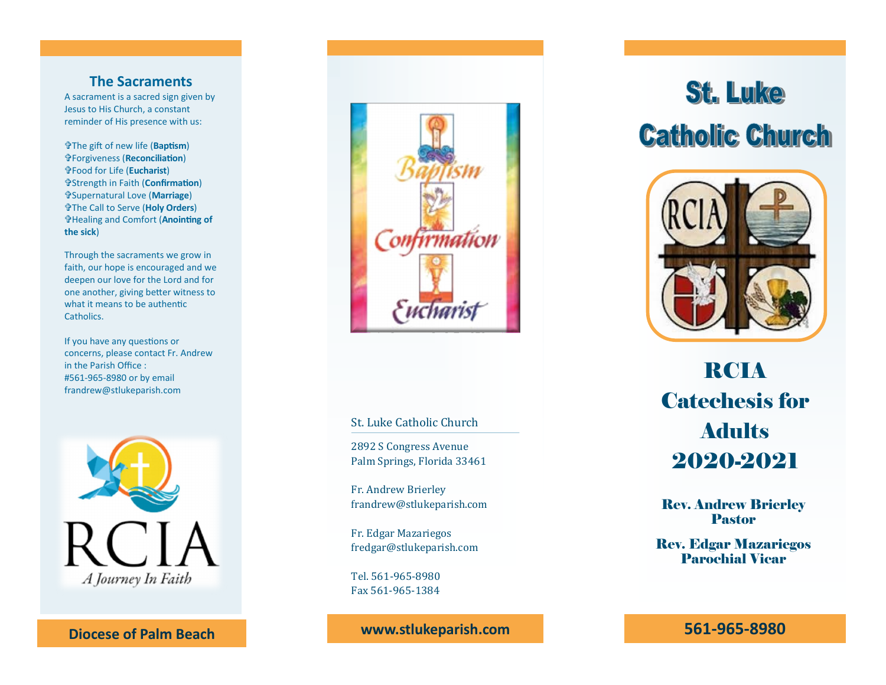## The Sacraments

A sacrament is a sacred sign given by Jesus to His Church, a constant reminder of His presence with us:

- ✞The gift of new life (**Baptism**)
- ✞Forgiveness (**Reconciliation**)
- ✞Food for Life (**Eucharist**)
- ✞Strength in Faith (**Confirmation**)
- ✞Supernatural Love (**Marriage**)
- ✞The Call to Serve (**Holy Orders**)
- ✞Healing and Comfort (**Anointing of the sick**)

Through the sacraments we grow in faith, our hope is encouraged and we deepen our love for the Lord and for one another, giving better witness to what it means to be authentic Catholics.

If you have any questions or concerns, please contact Fr. Andrew in the Parish Office : #561-965-8980 or by email frandrew@stlukeparish.com

RCIA
*A Journey In Faith*

**Diocese of Palm Beach**

Baptism
Confirmation
Eucharist

St. Luke Catholic Church

2892 S Congress Avenue
Palm Springs, Florida 33461

Fr. Andrew Brierley
frandrew@stlukeparish.com

Fr. Edgar Mazariegos
fredgar@stlukeparish.com

Tel. 561-965-8980
Fax 561-965-1384

**www.stlukeparish.com**

# St. Luke Catholic Church

RCIA

# RCIA Catechesis for Adults 2020-2021

**Rev. Andrew Brierley**
**Pastor**

**Rev. Edgar Mazariegos**
**Parochial Vicar**

**561-965-8980**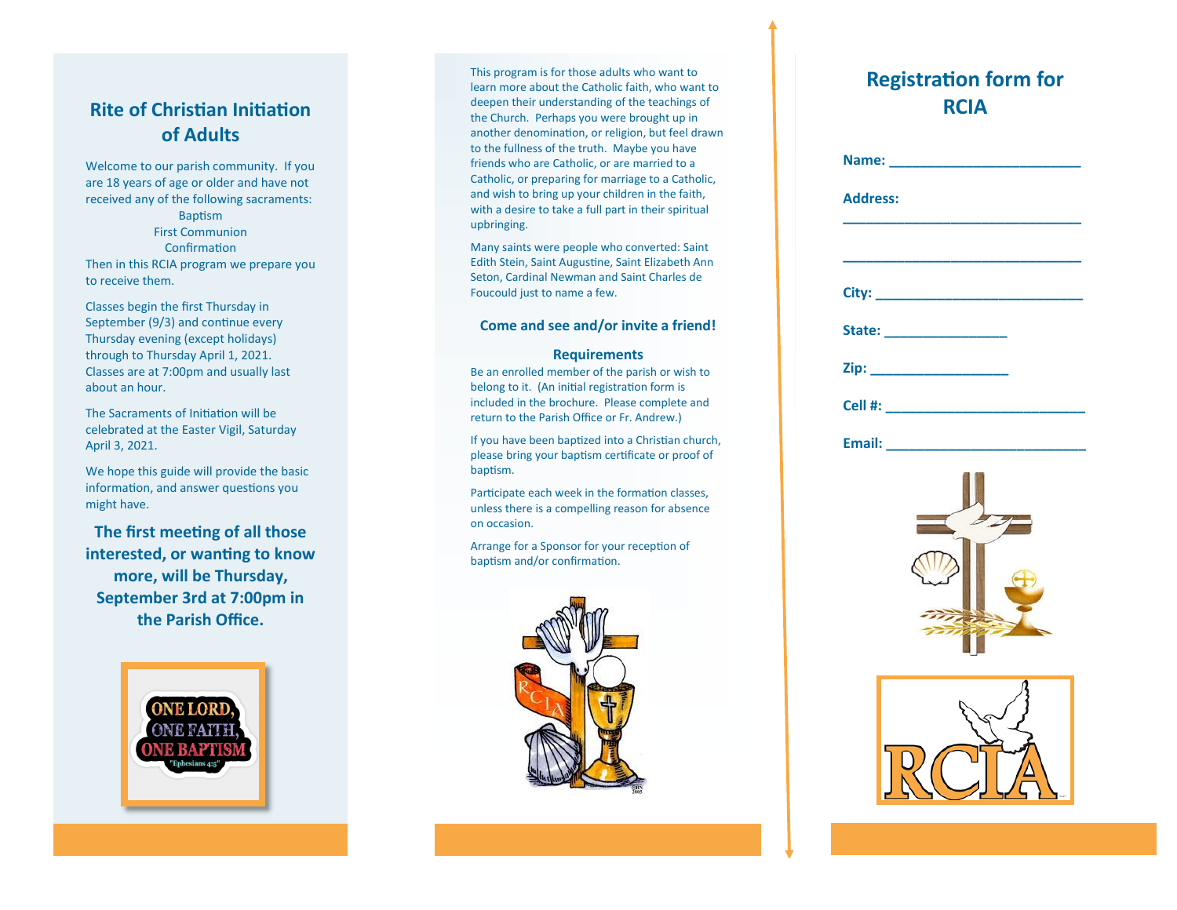## Rite of Christian Initiation of Adults

Welcome to our parish community. If you are 18 years of age or older and have not received any of the following sacraments:

Baptism
First Communion
Confirmation

Then in this RCIA program we prepare you to receive them.

Classes begin the first Thursday in September (9/3) and continue every Thursday evening (except holidays) through to Thursday April 1, 2021. Classes are at 7:00pm and usually last about an hour.

The Sacraments of Initiation will be celebrated at the Easter Vigil, Saturday April 3, 2021.

We hope this guide will provide the basic information, and answer questions you might have.

**The first meeting of all those interested, or wanting to know more, will be Thursday, September 3rd at 7:00pm in the Parish Office.**

This program is for those adults who want to learn more about the Catholic faith, who want to deepen their understanding of the teachings of the Church. Perhaps you were brought up in another denomination, or religion, but feel drawn to the fullness of the truth. Maybe you have friends who are Catholic, or are married to a Catholic, or preparing for marriage to a Catholic, and wish to bring up your children in the faith, with a desire to take a full part in their spiritual upbringing.

Many saints were people who converted: Saint Edith Stein, Saint Augustine, Saint Elizabeth Ann Seton, Cardinal Newman and Saint Charles de Foucould just to name a few.

**Come and see and/or invite a friend!**

### Requirements

Be an enrolled member of the parish or wish to belong to it. (An initial registration form is included in the brochure. Please complete and return to the Parish Office or Fr. Andrew.)

If you have been baptized into a Christian church, please bring your baptism certificate or proof of baptism.

Participate each week in the formation classes, unless there is a compelling reason for absence on occasion.

Arrange for a Sponsor for your reception of baptism and/or confirmation.

## Registration form for RCIA

**Name:** ________________________

**Address:**
________________________________
________________________________

**City:** ___________________________

**State:** _______________

**Zip:** _________________

**Cell #:** _________________________

**Email:** _________________________